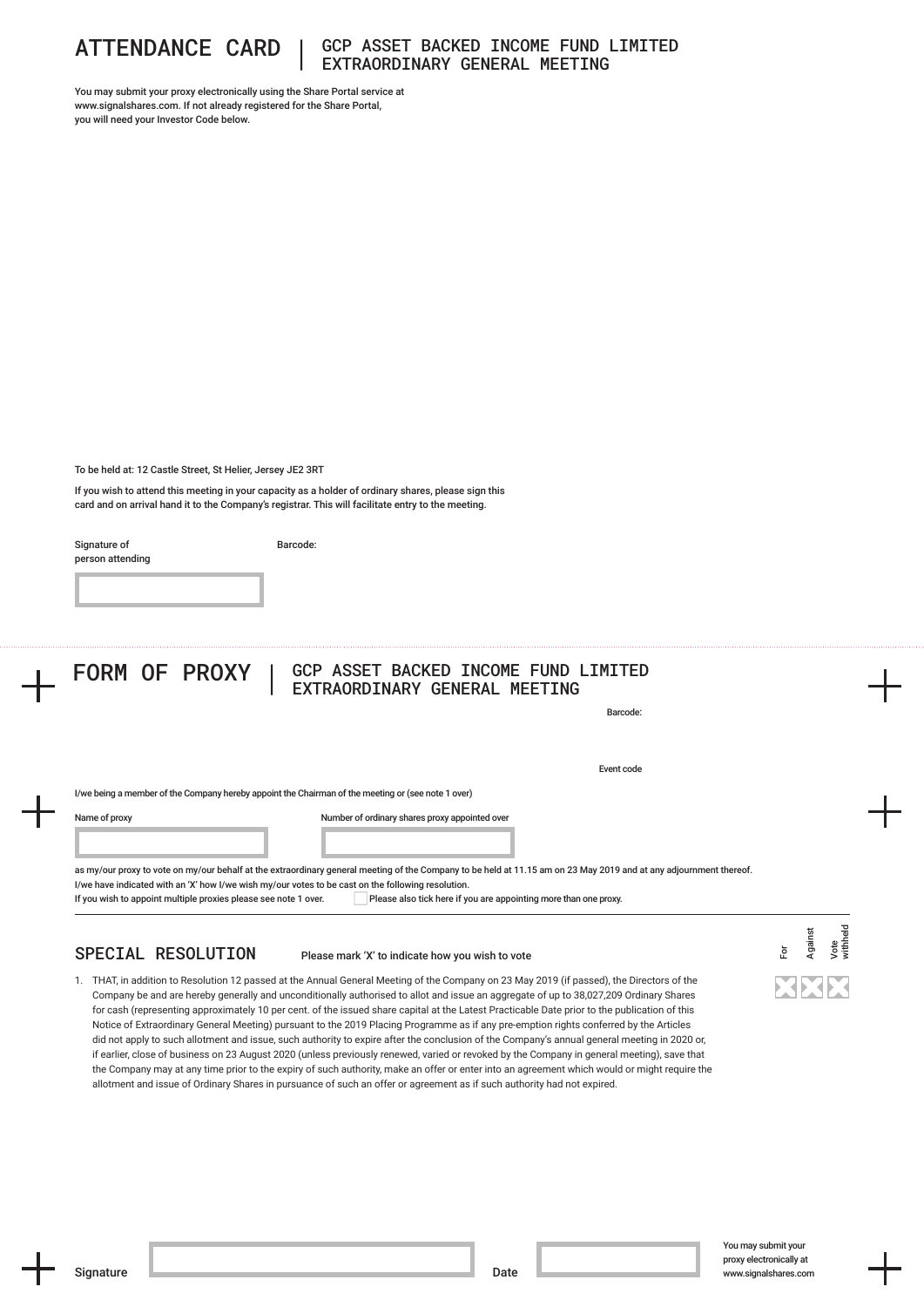# ATTENDANCE CARD | GCP ASSET BACKED INCOME FUND LIMITED EXTRAORDINARY GENERAL MEETING

You may submit your proxy electronically using the Share Portal service at www.signalshares.com. If not already registered for the Share Portal, you will need your Investor Code below.

To be held at: 12 Castle Street, St Helier, Jersey JE2 3RT

If you wish to attend this meeting in your capacity as a holder of ordinary shares, please sign this card and on arrival hand it to the Company's registrar. This will facilitate entry to the meeting.

Signature of person attending

Barcode:

# FORM OF PROXY | GCP ASSET BACKED INCOME FUND LIMITED EXTRAORDINARY GENERAL MEETING

Barcode:

Event code

I/we being a member of the Company hereby appoint the Chairman of the meeting or (see note 1 over)

Name of proxy

Number of ordinary shares proxy appointed over

as my/our proxy to vote on my/our behalf at the extraordinary general meeting of the Company to be held at 11.15 am on 23 May 2019 and at any adjournment thereof.

I/we have indicated with an 'X' how I/we wish my/our votes to be cast on the following resolution.

If you wish to appoint multiple proxies please see note 1 over.

☐ Please also tick here if you are appointing more than one proxy.

## SPECIAL RESOLUTION

Please mark 'X' to indicate how you wish to vote

| | For | Against | Vote withheld |
|---|---|---|---|
| 1. THAT, in addition to Resolution 12 passed at the Annual General Meeting of the Company on 23 May 2019 (if passed), the Directors of the Company be and are hereby generally and unconditionally authorised to allot and issue an aggregate of up to 38,027,209 Ordinary Shares for cash (representing approximately 10 per cent. of the issued share capital at the Latest Practicable Date prior to the publication of this Notice of Extraordinary General Meeting) pursuant to the 2019 Placing Programme as if any pre-emption rights conferred by the Articles did not apply to such allotment and issue, such authority to expire after the conclusion of the Company's annual general meeting in 2020 or, if earlier, close of business on 23 August 2020 (unless previously renewed, varied or revoked by the Company in general meeting), save that the Company may at any time prior to the expiry of such authority, make an offer or enter into an agreement which would or might require the allotment and issue of Ordinary Shares in pursuance of such an offer or agreement as if such authority had not expired. | ☐ | ☐ | ☐ |

Signature

Date

You may submit your proxy electronically at www.signalshares.com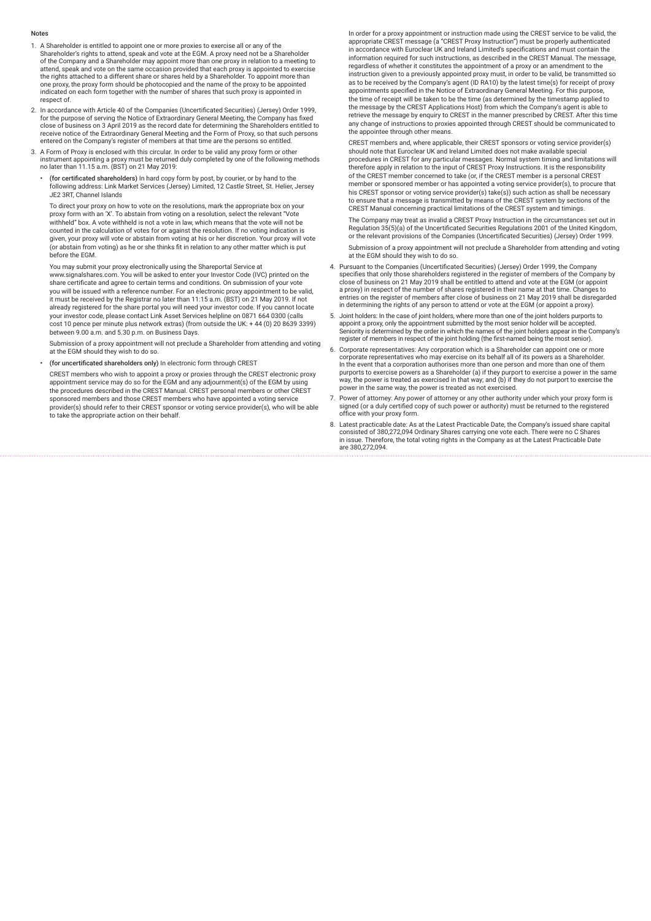#### Notes

1. A Shareholder is entitled to appoint one or more proxies to exercise all or any of the Shareholder's rights to attend, speak and vote at the EGM. A proxy need not be a Shareholder of the Company and a Shareholder may appoint more than one proxy in relation to a meeting to attend, speak and vote on the same occasion provided that each proxy is appointed to exercise the rights attached to a different share or shares held by a Shareholder. To appoint more than one proxy, the proxy form should be photocopied and the name of the proxy to be appointed indicated on each form together with the number of shares that such proxy is appointed in respect of.

2. In accordance with Article 40 of the Companies (Uncertificated Securities) (Jersey) Order 1999, for the purpose of serving the Notice of Extraordinary General Meeting, the Company has fixed close of business on 3 April 2019 as the record date for determining the Shareholders entitled to receive notice of the Extraordinary General Meeting and the Form of Proxy, so that such persons entered on the Company's register of members at that time are the persons so entitled.

3. A Form of Proxy is enclosed with this circular. In order to be valid any proxy form or other instrument appointing a proxy must be returned duly completed by one of the following methods no later than 11.15 a.m. (BST) on 21 May 2019:

   - **(for certificated shareholders)** In hard copy form by post, by courier, or by hand to the following address: Link Market Services (Jersey) Limited, 12 Castle Street, St. Helier, Jersey JE2 3RT, Channel Islands

     To direct your proxy on how to vote on the resolutions, mark the appropriate box on your proxy form with an 'X'. To abstain from voting on a resolution, select the relevant "Vote withheld" box. A vote withheld is not a vote in law, which means that the vote will not be counted in the calculation of votes for or against the resolution. If no voting indication is given, your proxy will vote or abstain from voting at his or her discretion. Your proxy will vote (or abstain from voting) as he or she thinks fit in relation to any other matter which is put before the EGM.

     You may submit your proxy electronically using the Shareportal Service at www.signalshares.com. You will be asked to enter your Investor Code (IVC) printed on the share certificate and agree to certain terms and conditions. On submission of your vote you will be issued with a reference number. For an electronic proxy appointment to be valid, it must be received by the Registrar no later than 11:15 a.m. (BST) on 21 May 2019. If not already registered for the share portal you will need your investor code. If you cannot locate your investor code, please contact Link Asset Services helpline on 0871 664 0300 (calls cost 10 pence per minute plus network extras) (from outside the UK: + 44 (0) 20 8639 3399) between 9.00 a.m. and 5.30 p.m. on Business Days.

     Submission of a proxy appointment will not preclude a Shareholder from attending and voting at the EGM should they wish to do so.

   - **(for uncertificated shareholders only)** In electronic form through CREST

     CREST members who wish to appoint a proxy or proxies through the CREST electronic proxy appointment service may do so for the EGM and any adjournment(s) of the EGM by using the procedures described in the CREST Manual. CREST personal members or other CREST sponsored members and those CREST members who have appointed a voting service provider(s) should refer to their CREST sponsor or voting service provider(s), who will be able to take the appropriate action on their behalf.

     In order for a proxy appointment or instruction made using the CREST service to be valid, the appropriate CREST message (a "CREST Proxy Instruction") must be properly authenticated in accordance with Euroclear UK and Ireland Limited's specifications and must contain the information required for such instructions, as described in the CREST Manual. The message, regardless of whether it constitutes the appointment of a proxy or an amendment to the instruction given to a previously appointed proxy must, in order to be valid, be transmitted so as to be received by the Company's agent (ID RA10) by the latest time(s) for receipt of proxy appointments specified in the Notice of Extraordinary General Meeting. For this purpose, the time of receipt will be taken to be the time (as determined by the timestamp applied to the message by the CREST Applications Host) from which the Company's agent is able to retrieve the message by enquiry to CREST in the manner prescribed by CREST. After this time any change of instructions to proxies appointed through CREST should be communicated to the appointee through other means.

     CREST members and, where applicable, their CREST sponsors or voting service provider(s) should note that Euroclear UK and Ireland Limited does not make available special procedures in CREST for any particular messages. Normal system timing and limitations will therefore apply in relation to the input of CREST Proxy Instructions. It is the responsibility of the CREST member concerned to take (or, if the CREST member is a personal CREST member or sponsored member or has appointed a voting service provider(s), to procure that his CREST sponsor or voting service provider(s) take(s)) such action as shall be necessary to ensure that a message is transmitted by means of the CREST system by sections of the CREST Manual concerning practical limitations of the CREST system and timings.

     The Company may treat as invalid a CREST Proxy Instruction in the circumstances set out in Regulation 35(5)(a) of the Uncertificated Securities Regulations 2001 of the United Kingdom, or the relevant provisions of the Companies (Uncertificated Securities) (Jersey) Order 1999.

     Submission of a proxy appointment will not preclude a Shareholder from attending and voting at the EGM should they wish to do so.

4. Pursuant to the Companies (Uncertificated Securities) (Jersey) Order 1999, the Company specifies that only those shareholders registered in the register of members of the Company by close of business on 21 May 2019 shall be entitled to attend and vote at the EGM (or appoint a proxy) in respect of the number of shares registered in their name at that time. Changes to entries on the register of members after close of business on 21 May 2019 shall be disregarded in determining the rights of any person to attend or vote at the EGM (or appoint a proxy).

5. Joint holders: In the case of joint holders, where more than one of the joint holders purports to appoint a proxy, only the appointment submitted by the most senior holder will be accepted. Seniority is determined by the order in which the names of the joint holders appear in the Company's register of members in respect of the joint holding (the first-named being the most senior).

6. Corporate representatives: Any corporation which is a Shareholder can appoint one or more corporate representatives who may exercise on its behalf all of its powers as a Shareholder. In the event that a corporation authorises more than one person and more than one of them purports to exercise powers as a Shareholder (a) if they purport to exercise a power in the same way, the power is treated as exercised in that way; and (b) if they do not purport to exercise the power in the same way, the power is treated as not exercised.

7. Power of attorney: Any power of attorney or any other authority under which your proxy form is signed (or a duly certified copy of such power or authority) must be returned to the registered office with your proxy form.

8. Latest practicable date: As at the Latest Practicable Date, the Company's issued share capital consisted of 380,272,094 Ordinary Shares carrying one vote each. There were no C Shares in issue. Therefore, the total voting rights in the Company as at the Latest Practicable Date are 380,272,094.